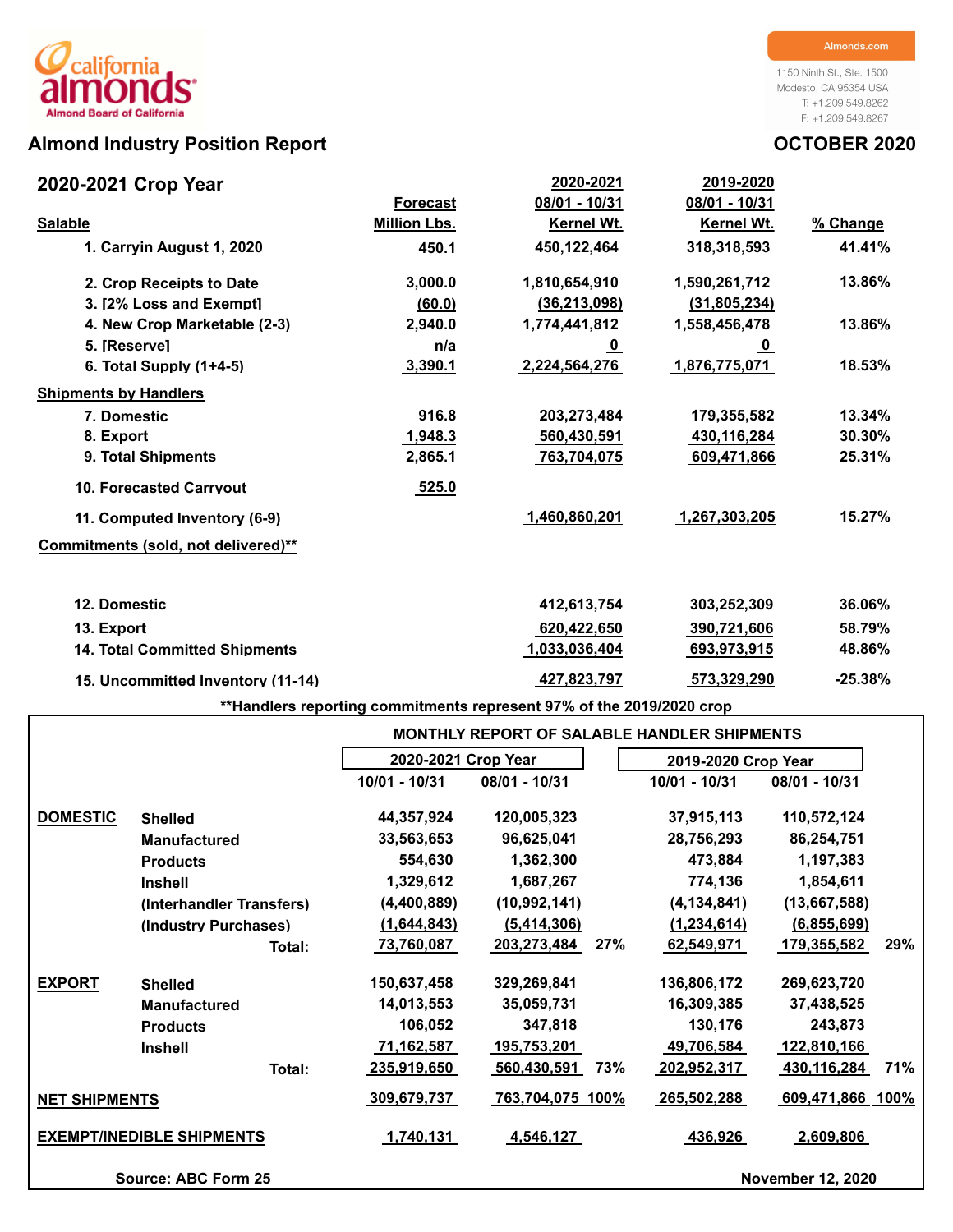california almonds
Almond Board of California

Almonds.com

1150 Ninth St., Ste. 1500
Modesto, CA 95354 USA
T: +1.209.549.8262
F: +1.209.549.8267

# Almond Industry Position Report

**OCTOBER 2020**

## 2020-2021 Crop Year

| Salable | Forecast Million Lbs. | 2020-2021 08/01 - 10/31 Kernel Wt. | 2019-2020 08/01 - 10/31 Kernel Wt. | % Change |
|---|---|---|---|---|
| 1. Carryin August 1, 2020 | 450.1 | 450,122,464 | 318,318,593 | 41.41% |
| 2. Crop Receipts to Date | 3,000.0 | 1,810,654,910 | 1,590,261,712 | 13.86% |
| 3. [2% Loss and Exempt] | (60.0) | (36,213,098) | (31,805,234) | |
| 4. New Crop Marketable (2-3) | 2,940.0 | 1,774,441,812 | 1,558,456,478 | 13.86% |
| 5. [Reserve] | n/a | 0 | 0 | |
| 6. Total Supply (1+4-5) | 3,390.1 | 2,224,564,276 | 1,876,775,071 | 18.53% |
| **Shipments by Handlers** | | | | |
| 7. Domestic | 916.8 | 203,273,484 | 179,355,582 | 13.34% |
| 8. Export | 1,948.3 | 560,430,591 | 430,116,284 | 30.30% |
| 9. Total Shipments | 2,865.1 | 763,704,075 | 609,471,866 | 25.31% |
| 10. Forecasted Carryout | 525.0 | | | |
| 11. Computed Inventory (6-9) | | 1,460,860,201 | 1,267,303,205 | 15.27% |
| **Commitments (sold, not delivered)**** | | | | |
| 12. Domestic | | 412,613,754 | 303,252,309 | 36.06% |
| 13. Export | | 620,422,650 | 390,721,606 | 58.79% |
| 14. Total Committed Shipments | | 1,033,036,404 | 693,973,915 | 48.86% |
| 15. Uncommitted Inventory (11-14) | | 427,823,797 | 573,329,290 | -25.38% |

**Handlers reporting commitments represent 97% of the 2019/2020 crop

### MONTHLY REPORT OF SALABLE HANDLER SHIPMENTS

| | | 2020-2021 Crop Year | | | 2019-2020 Crop Year | | |
|---|---|---|---|---|---|---|---|
| | | 10/01 - 10/31 | 08/01 - 10/31 | | 10/01 - 10/31 | 08/01 - 10/31 | |
| **DOMESTIC** | Shelled | 44,357,924 | 120,005,323 | | 37,915,113 | 110,572,124 | |
| | Manufactured | 33,563,653 | 96,625,041 | | 28,756,293 | 86,254,751 | |
| | Products | 554,630 | 1,362,300 | | 473,884 | 1,197,383 | |
| | Inshell | 1,329,612 | 1,687,267 | | 774,136 | 1,854,611 | |
| | (Interhandler Transfers) | (4,400,889) | (10,992,141) | | (4,134,841) | (13,667,588) | |
| | (Industry Purchases) | (1,644,843) | (5,414,306) | | (1,234,614) | (6,855,699) | |
| | Total: | 73,760,087 | 203,273,484 | 27% | 62,549,971 | 179,355,582 | 29% |
| **EXPORT** | Shelled | 150,637,458 | 329,269,841 | | 136,806,172 | 269,623,720 | |
| | Manufactured | 14,013,553 | 35,059,731 | | 16,309,385 | 37,438,525 | |
| | Products | 106,052 | 347,818 | | 130,176 | 243,873 | |
| | Inshell | 71,162,587 | 195,753,201 | | 49,706,584 | 122,810,166 | |
| | Total: | 235,919,650 | 560,430,591 | 73% | 202,952,317 | 430,116,284 | 71% |
| **NET SHIPMENTS** | | 309,679,737 | 763,704,075 | 100% | 265,502,288 | 609,471,866 | 100% |
| **EXEMPT/INEDIBLE SHIPMENTS** | | 1,740,131 | 4,546,127 | | 436,926 | 2,609,806 | |

Source: ABC Form 25

November 12, 2020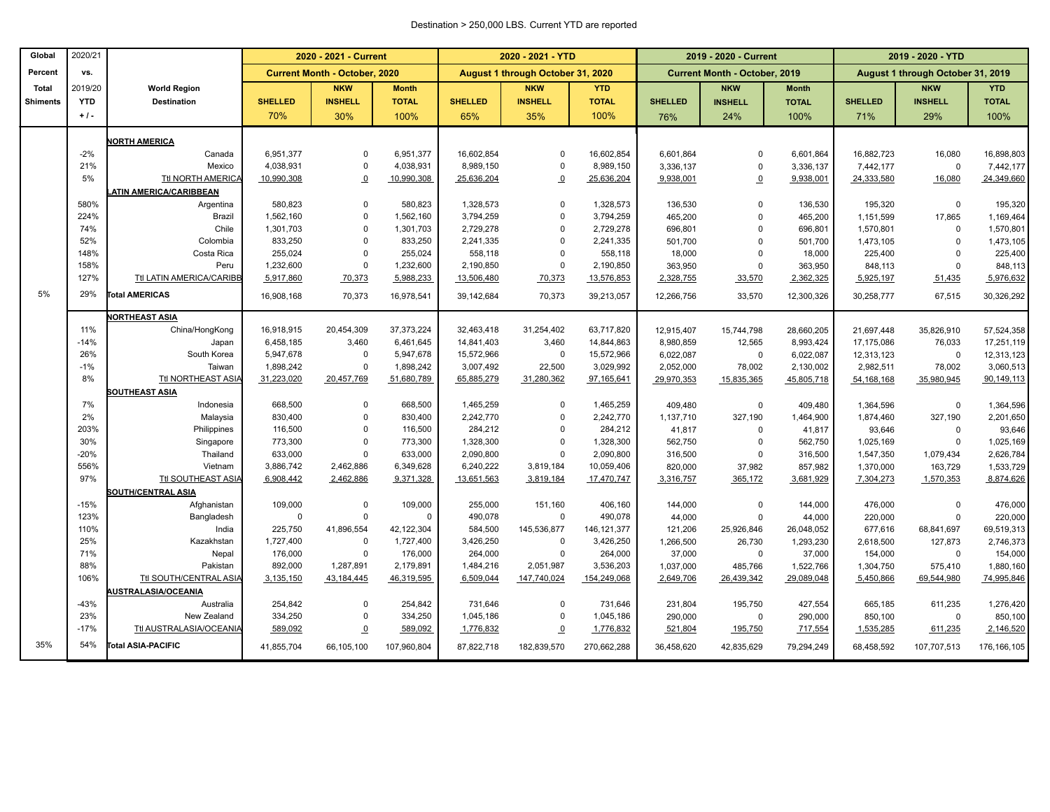Destination > 250,000 LBS. Current YTD are reported

| Global Percent Total Shiments | 2020/21 vs. 2019/20 YTD + / - | World Region Destination | 2020 - 2021 - Current Current Month - October, 2020 SHELLED 70% | NKW INSHELL 30% | Month TOTAL 100% | 2020 - 2021 - YTD August 1 through October 31, 2020 SHELLED 65% | NKW INSHELL 35% | YTD TOTAL 100% | 2019 - 2020 - Current Current Month - October, 2019 SHELLED 76% | NKW INSHELL 24% | Month TOTAL 100% | 2019 - 2020 - YTD August 1 through October 31, 2019 SHELLED 71% | NKW INSHELL 29% | YTD TOTAL 100% |
|---|---|---|---|---|---|---|---|---|---|---|---|---|---|---|
| | | **NORTH AMERICA** | | | | | | | | | | | | |
| | -2% | Canada | 6,951,377 | 0 | 6,951,377 | 16,602,854 | 0 | 16,602,854 | 6,601,864 | 0 | 6,601,864 | 16,882,723 | 16,080 | 16,898,803 |
| | 21% | Mexico | 4,038,931 | 0 | 4,038,931 | 8,989,150 | 0 | 8,989,150 | 3,336,137 | 0 | 3,336,137 | 7,442,177 | 0 | 7,442,177 |
| | 5% | Ttl NORTH AMERICA | 10,990,308 | 0 | 10,990,308 | 25,636,204 | 0 | 25,636,204 | 9,938,001 | 0 | 9,938,001 | 24,333,580 | 16,080 | 24,349,660 |
| | | **LATIN AMERICA/CARIBBEAN** | | | | | | | | | | | | |
| | 580% | Argentina | 580,823 | 0 | 580,823 | 1,328,573 | 0 | 1,328,573 | 136,530 | 0 | 136,530 | 195,320 | 0 | 195,320 |
| | 224% | Brazil | 1,562,160 | 0 | 1,562,160 | 3,794,259 | 0 | 3,794,259 | 465,200 | 0 | 465,200 | 1,151,599 | 17,865 | 1,169,464 |
| | 74% | Chile | 1,301,703 | 0 | 1,301,703 | 2,729,278 | 0 | 2,729,278 | 696,801 | 0 | 696,801 | 1,570,801 | 0 | 1,570,801 |
| | 52% | Colombia | 833,250 | 0 | 833,250 | 2,241,335 | 0 | 2,241,335 | 501,700 | 0 | 501,700 | 1,473,105 | 0 | 1,473,105 |
| | 148% | Costa Rica | 255,024 | 0 | 255,024 | 558,118 | 0 | 558,118 | 18,000 | 0 | 18,000 | 225,400 | 0 | 225,400 |
| | 158% | Peru | 1,232,600 | 0 | 1,232,600 | 2,190,850 | 0 | 2,190,850 | 363,950 | 0 | 363,950 | 848,113 | 0 | 848,113 |
| | 127% | Ttl LATIN AMERICA/CARIBB | 5,917,860 | 70,373 | 5,988,233 | 13,506,480 | 70,373 | 13,576,853 | 2,328,755 | 33,570 | 2,362,325 | 5,925,197 | 51,435 | 5,976,632 |
| 5% | 29% | **Total AMERICAS** | 16,908,168 | 70,373 | 16,978,541 | 39,142,684 | 70,373 | 39,213,057 | 12,266,756 | 33,570 | 12,300,326 | 30,258,777 | 67,515 | 30,326,292 |
| | | **NORTHEAST ASIA** | | | | | | | | | | | | |
| | 11% | China/HongKong | 16,918,915 | 20,454,309 | 37,373,224 | 32,463,418 | 31,254,402 | 63,717,820 | 12,915,407 | 15,744,798 | 28,660,205 | 21,697,448 | 35,826,910 | 57,524,358 |
| | -14% | Japan | 6,458,185 | 3,460 | 6,461,645 | 14,841,403 | 3,460 | 14,844,863 | 8,980,859 | 12,565 | 8,993,424 | 17,175,086 | 76,033 | 17,251,119 |
| | 26% | South Korea | 5,947,678 | 0 | 5,947,678 | 15,572,966 | 0 | 15,572,966 | 6,022,087 | 0 | 6,022,087 | 12,313,123 | 0 | 12,313,123 |
| | -1% | Taiwan | 1,898,242 | 0 | 1,898,242 | 3,007,492 | 22,500 | 3,029,992 | 2,052,000 | 78,002 | 2,130,002 | 2,982,511 | 78,002 | 3,060,513 |
| | 8% | Ttl NORTHEAST ASIA | 31,223,020 | 20,457,769 | 51,680,789 | 65,885,279 | 31,280,362 | 97,165,641 | 29,970,353 | 15,835,365 | 45,805,718 | 54,168,168 | 35,980,945 | 90,149,113 |
| | | **SOUTHEAST ASIA** | | | | | | | | | | | | |
| | 7% | Indonesia | 668,500 | 0 | 668,500 | 1,465,259 | 0 | 1,465,259 | 409,480 | 0 | 409,480 | 1,364,596 | 0 | 1,364,596 |
| | 2% | Malaysia | 830,400 | 0 | 830,400 | 2,242,770 | 0 | 2,242,770 | 1,137,710 | 327,190 | 1,464,900 | 1,874,460 | 327,190 | 2,201,650 |
| | 203% | Philippines | 116,500 | 0 | 116,500 | 284,212 | 0 | 284,212 | 41,817 | 0 | 41,817 | 93,646 | 0 | 93,646 |
| | 30% | Singapore | 773,300 | 0 | 773,300 | 1,328,300 | 0 | 1,328,300 | 562,750 | 0 | 562,750 | 1,025,169 | 0 | 1,025,169 |
| | -20% | Thailand | 633,000 | 0 | 633,000 | 2,090,800 | 0 | 2,090,800 | 316,500 | 0 | 316,500 | 1,547,350 | 1,079,434 | 2,626,784 |
| | 556% | Vietnam | 3,886,742 | 2,462,886 | 6,349,628 | 6,240,222 | 3,819,184 | 10,059,406 | 820,000 | 37,982 | 857,982 | 1,370,000 | 163,729 | 1,533,729 |
| | 97% | Ttl SOUTHEAST ASIA | 6,908,442 | 2,462,886 | 9,371,328 | 13,651,563 | 3,819,184 | 17,470,747 | 3,316,757 | 365,172 | 3,681,929 | 7,304,273 | 1,570,353 | 8,874,626 |
| | | **SOUTH/CENTRAL ASIA** | | | | | | | | | | | | |
| | -15% | Afghanistan | 109,000 | 0 | 109,000 | 255,000 | 151,160 | 406,160 | 144,000 | 0 | 144,000 | 476,000 | 0 | 476,000 |
| | 123% | Bangladesh | 0 | 0 | 0 | 490,078 | 0 | 490,078 | 44,000 | 0 | 44,000 | 220,000 | 0 | 220,000 |
| | 110% | India | 225,750 | 41,896,554 | 42,122,304 | 584,500 | 145,536,877 | 146,121,377 | 121,206 | 25,926,846 | 26,048,052 | 677,616 | 68,841,697 | 69,519,313 |
| | 25% | Kazakhstan | 1,727,400 | 0 | 1,727,400 | 3,426,250 | 0 | 3,426,250 | 1,266,500 | 26,730 | 1,293,230 | 2,618,500 | 127,873 | 2,746,373 |
| | 71% | Nepal | 176,000 | 0 | 176,000 | 264,000 | 0 | 264,000 | 37,000 | 0 | 37,000 | 154,000 | 0 | 154,000 |
| | 88% | Pakistan | 892,000 | 1,287,891 | 2,179,891 | 1,484,216 | 2,051,987 | 3,536,203 | 1,037,000 | 485,766 | 1,522,766 | 1,304,750 | 575,410 | 1,880,160 |
| | 106% | Ttl SOUTH/CENTRAL ASIA | 3,135,150 | 43,184,445 | 46,319,595 | 6,509,044 | 147,740,024 | 154,249,068 | 2,649,706 | 26,439,342 | 29,089,048 | 5,450,866 | 69,544,980 | 74,995,846 |
| | | **AUSTRALASIA/OCEANIA** | | | | | | | | | | | | |
| | -43% | Australia | 254,842 | 0 | 254,842 | 731,646 | 0 | 731,646 | 231,804 | 195,750 | 427,554 | 665,185 | 611,235 | 1,276,420 |
| | 23% | New Zealand | 334,250 | 0 | 334,250 | 1,045,186 | 0 | 1,045,186 | 290,000 | 0 | 290,000 | 850,100 | 0 | 850,100 |
| | -17% | Ttl AUSTRALASIA/OCEANIA | 589,092 | 0 | 589,092 | 1,776,832 | 0 | 1,776,832 | 521,804 | 195,750 | 717,554 | 1,535,285 | 611,235 | 2,146,520 |
| 35% | 54% | **Total ASIA-PACIFIC** | 41,855,704 | 66,105,100 | 107,960,804 | 87,822,718 | 182,839,570 | 270,662,288 | 36,458,620 | 42,835,629 | 79,294,249 | 68,458,592 | 107,707,513 | 176,166,105 |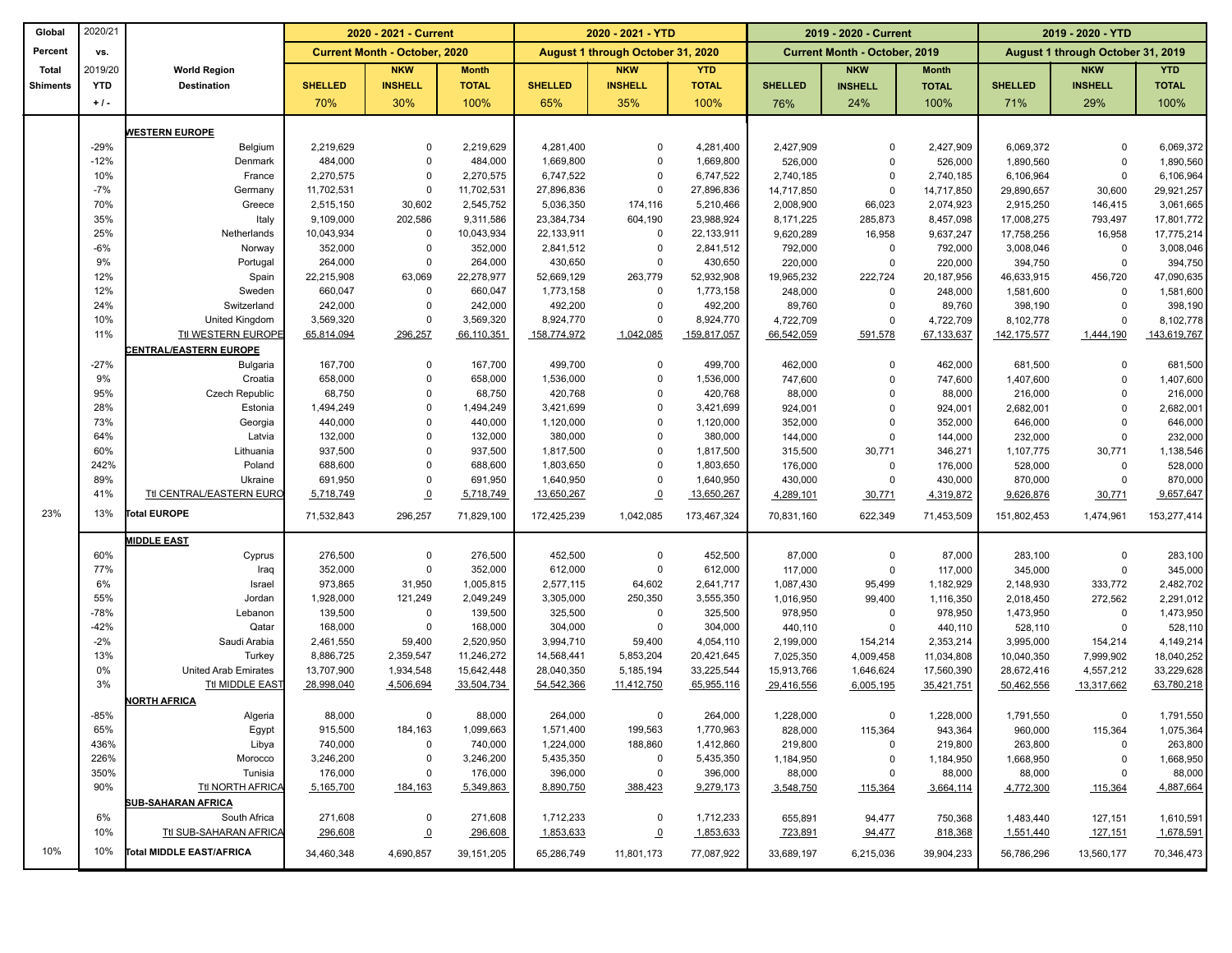| Global Percent Total Shiments | 2020/21 vs. 2019/20 YTD + / - | World Region Destination | 2020 - 2021 - Current | | | 2020 - 2021 - YTD | | | 2019 - 2020 - Current | | | 2019 - 2020 - YTD | | |
|---|---|---|---|---|---|---|---|---|---|---|---|---|---|---|
| | | | Current Month - October, 2020 | | | August 1 through October 31, 2020 | | | Current Month - October, 2019 | | | August 1 through October 31, 2019 | | |
| | | | SHELLED | NKW INSHELL | Month TOTAL | SHELLED | NKW INSHELL | YTD TOTAL | SHELLED | NKW INSHELL | Month TOTAL | SHELLED | NKW INSHELL | YTD TOTAL |
| | | | 70% | 30% | 100% | 65% | 35% | 100% | 76% | 24% | 100% | 71% | 29% | 100% |
| | | **WESTERN EUROPE** | | | | | | | | | | | | |
| | -29% | Belgium | 2,219,629 | 0 | 2,219,629 | 4,281,400 | 0 | 4,281,400 | 2,427,909 | 0 | 2,427,909 | 6,069,372 | 0 | 6,069,372 |
| | -12% | Denmark | 484,000 | 0 | 484,000 | 1,669,800 | 0 | 1,669,800 | 526,000 | 0 | 526,000 | 1,890,560 | 0 | 1,890,560 |
| | 10% | France | 2,270,575 | 0 | 2,270,575 | 6,747,522 | 0 | 6,747,522 | 2,740,185 | 0 | 2,740,185 | 6,106,964 | 0 | 6,106,964 |
| | -7% | Germany | 11,702,531 | 0 | 11,702,531 | 27,896,836 | 0 | 27,896,836 | 14,717,850 | 0 | 14,717,850 | 29,890,657 | 30,600 | 29,921,257 |
| | 70% | Greece | 2,515,150 | 30,602 | 2,545,752 | 5,036,350 | 174,116 | 5,210,466 | 2,008,900 | 66,023 | 2,074,923 | 2,915,250 | 146,415 | 3,061,665 |
| | 35% | Italy | 9,109,000 | 202,586 | 9,311,586 | 23,384,734 | 604,190 | 23,988,924 | 8,171,225 | 285,873 | 8,457,098 | 17,008,275 | 793,497 | 17,801,772 |
| | 25% | Netherlands | 10,043,934 | 0 | 10,043,934 | 22,133,911 | 0 | 22,133,911 | 9,620,289 | 16,958 | 9,637,247 | 17,758,256 | 16,958 | 17,775,214 |
| | -6% | Norway | 352,000 | 0 | 352,000 | 2,841,512 | 0 | 2,841,512 | 792,000 | 0 | 792,000 | 3,008,046 | 0 | 3,008,046 |
| | 9% | Portugal | 264,000 | 0 | 264,000 | 430,650 | 0 | 430,650 | 220,000 | 0 | 220,000 | 394,750 | 0 | 394,750 |
| | 12% | Spain | 22,215,908 | 63,069 | 22,278,977 | 52,669,129 | 263,779 | 52,932,908 | 19,965,232 | 222,724 | 20,187,956 | 46,633,915 | 456,720 | 47,090,635 |
| | 12% | Sweden | 660,047 | 0 | 660,047 | 1,773,158 | 0 | 1,773,158 | 248,000 | 0 | 248,000 | 1,581,600 | 0 | 1,581,600 |
| | 24% | Switzerland | 242,000 | 0 | 242,000 | 492,200 | 0 | 492,200 | 89,760 | 0 | 89,760 | 398,190 | 0 | 398,190 |
| | 10% | United Kingdom | 3,569,320 | 0 | 3,569,320 | 8,924,770 | 0 | 8,924,770 | 4,722,709 | 0 | 4,722,709 | 8,102,778 | 0 | 8,102,778 |
| | 11% | Ttl WESTERN EUROPE | 65,814,094 | 296,257 | 66,110,351 | 158,774,972 | 1,042,085 | 159,817,057 | 66,542,059 | 591,578 | 67,133,637 | 142,175,577 | 1,444,190 | 143,619,767 |
| | | **CENTRAL/EASTERN EUROPE** | | | | | | | | | | | | |
| | -27% | Bulgaria | 167,700 | 0 | 167,700 | 499,700 | 0 | 499,700 | 462,000 | 0 | 462,000 | 681,500 | 0 | 681,500 |
| | 9% | Croatia | 658,000 | 0 | 658,000 | 1,536,000 | 0 | 1,536,000 | 747,600 | 0 | 747,600 | 1,407,600 | 0 | 1,407,600 |
| | 95% | Czech Republic | 68,750 | 0 | 68,750 | 420,768 | 0 | 420,768 | 88,000 | 0 | 88,000 | 216,000 | 0 | 216,000 |
| | 28% | Estonia | 1,494,249 | 0 | 1,494,249 | 3,421,699 | 0 | 3,421,699 | 924,001 | 0 | 924,001 | 2,682,001 | 0 | 2,682,001 |
| | 73% | Georgia | 440,000 | 0 | 440,000 | 1,120,000 | 0 | 1,120,000 | 352,000 | 0 | 352,000 | 646,000 | 0 | 646,000 |
| | 64% | Latvia | 132,000 | 0 | 132,000 | 380,000 | 0 | 380,000 | 144,000 | 0 | 144,000 | 232,000 | 0 | 232,000 |
| | 60% | Lithuania | 937,500 | 0 | 937,500 | 1,817,500 | 0 | 1,817,500 | 315,500 | 30,771 | 346,271 | 1,107,775 | 30,771 | 1,138,546 |
| | 242% | Poland | 688,600 | 0 | 688,600 | 1,803,650 | 0 | 1,803,650 | 176,000 | 0 | 176,000 | 528,000 | 0 | 528,000 |
| | 89% | Ukraine | 691,950 | 0 | 691,950 | 1,640,950 | 0 | 1,640,950 | 430,000 | 0 | 430,000 | 870,000 | 0 | 870,000 |
| | 41% | Ttl CENTRAL/EASTERN EURO | 5,718,749 | 0 | 5,718,749 | 13,650,267 | 0 | 13,650,267 | 4,289,101 | 30,771 | 4,319,872 | 9,626,876 | 30,771 | 9,657,647 |
| 23% | 13% | **Total EUROPE** | 71,532,843 | 296,257 | 71,829,100 | 172,425,239 | 1,042,085 | 173,467,324 | 70,831,160 | 622,349 | 71,453,509 | 151,802,453 | 1,474,961 | 153,277,414 |
| | | **MIDDLE EAST** | | | | | | | | | | | | |
| | 60% | Cyprus | 276,500 | 0 | 276,500 | 452,500 | 0 | 452,500 | 87,000 | 0 | 87,000 | 283,100 | 0 | 283,100 |
| | 77% | Iraq | 352,000 | 0 | 352,000 | 612,000 | 0 | 612,000 | 117,000 | 0 | 117,000 | 345,000 | 0 | 345,000 |
| | 6% | Israel | 973,865 | 31,950 | 1,005,815 | 2,577,115 | 64,602 | 2,641,717 | 1,087,430 | 95,499 | 1,182,929 | 2,148,930 | 333,772 | 2,482,702 |
| | 55% | Jordan | 1,928,000 | 121,249 | 2,049,249 | 3,305,000 | 250,350 | 3,555,350 | 1,016,950 | 99,400 | 1,116,350 | 2,018,450 | 272,562 | 2,291,012 |
| | -78% | Lebanon | 139,500 | 0 | 139,500 | 325,500 | 0 | 325,500 | 978,950 | 0 | 978,950 | 1,473,950 | 0 | 1,473,950 |
| | -42% | Qatar | 168,000 | 0 | 168,000 | 304,000 | 0 | 304,000 | 440,110 | 0 | 440,110 | 528,110 | 0 | 528,110 |
| | -2% | Saudi Arabia | 2,461,550 | 59,400 | 2,520,950 | 3,994,710 | 59,400 | 4,054,110 | 2,199,000 | 154,214 | 2,353,214 | 3,995,000 | 154,214 | 4,149,214 |
| | 13% | Turkey | 8,886,725 | 2,359,547 | 11,246,272 | 14,568,441 | 5,853,204 | 20,421,645 | 7,025,350 | 4,009,458 | 11,034,808 | 10,040,350 | 7,999,902 | 18,040,252 |
| | 0% | United Arab Emirates | 13,707,900 | 1,934,548 | 15,642,448 | 28,040,350 | 5,185,194 | 33,225,544 | 15,913,766 | 1,646,624 | 17,560,390 | 28,672,416 | 4,557,212 | 33,229,628 |
| | 3% | Ttl MIDDLE EAST | 28,998,040 | 4,506,694 | 33,504,734 | 54,542,366 | 11,412,750 | 65,955,116 | 29,416,556 | 6,005,195 | 35,421,751 | 50,462,556 | 13,317,662 | 63,780,218 |
| | | **NORTH AFRICA** | | | | | | | | | | | | |
| | -85% | Algeria | 88,000 | 0 | 88,000 | 264,000 | 0 | 264,000 | 1,228,000 | 0 | 1,228,000 | 1,791,550 | 0 | 1,791,550 |
| | 65% | Egypt | 915,500 | 184,163 | 1,099,663 | 1,571,400 | 199,563 | 1,770,963 | 828,000 | 115,364 | 943,364 | 960,000 | 115,364 | 1,075,364 |
| | 436% | Libya | 740,000 | 0 | 740,000 | 1,224,000 | 188,860 | 1,412,860 | 219,800 | 0 | 219,800 | 263,800 | 0 | 263,800 |
| | 226% | Morocco | 3,246,200 | 0 | 3,246,200 | 5,435,350 | 0 | 5,435,350 | 1,184,950 | 0 | 1,184,950 | 1,668,950 | 0 | 1,668,950 |
| | 350% | Tunisia | 176,000 | 0 | 176,000 | 396,000 | 0 | 396,000 | 88,000 | 0 | 88,000 | 88,000 | 0 | 88,000 |
| | 90% | Ttl NORTH AFRICA | 5,165,700 | 184,163 | 5,349,863 | 8,890,750 | 388,423 | 9,279,173 | 3,548,750 | 115,364 | 3,664,114 | 4,772,300 | 115,364 | 4,887,664 |
| | | **SUB-SAHARAN AFRICA** | | | | | | | | | | | | |
| | 6% | South Africa | 271,608 | 0 | 271,608 | 1,712,233 | 0 | 1,712,233 | 655,891 | 94,477 | 750,368 | 1,483,440 | 127,151 | 1,610,591 |
| | 10% | Ttl SUB-SAHARAN AFRICA | 296,608 | 0 | 296,608 | 1,853,633 | 0 | 1,853,633 | 723,891 | 94,477 | 818,368 | 1,551,440 | 127,151 | 1,678,591 |
| 10% | 10% | **Total MIDDLE EAST/AFRICA** | 34,460,348 | 4,690,857 | 39,151,205 | 65,286,749 | 11,801,173 | 77,087,922 | 33,689,197 | 6,215,036 | 39,904,233 | 56,786,296 | 13,560,177 | 70,346,473 |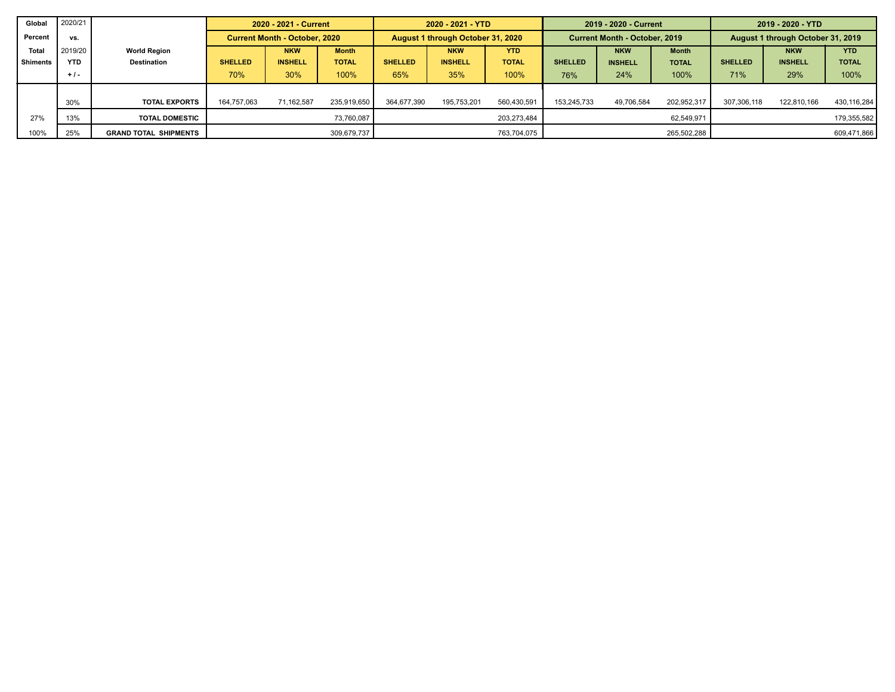| Global Percent Total Shiments | 2020/21 vs. 2019/20 YTD + / - | World Region Destination | 2020 - 2021 - Current Current Month - October, 2020 | | | 2020 - 2021 - YTD August 1 through October 31, 2020 | | | 2019 - 2020 - Current Current Month - October, 2019 | | | 2019 - 2020 - YTD August 1 through October 31, 2019 | | |
|---|---|---|---|---|---|---|---|---|---|---|---|---|---|---|
| | | | SHELLED 70% | NKW INSHELL 30% | Month TOTAL 100% | SHELLED 65% | NKW INSHELL 35% | YTD TOTAL 100% | SHELLED 76% | NKW INSHELL 24% | Month TOTAL 100% | SHELLED 71% | NKW INSHELL 29% | YTD TOTAL 100% |
| | 30% | **TOTAL EXPORTS** | 164,757,063 | 71,162,587 | 235,919,650 | 364,677,390 | 195,753,201 | 560,430,591 | 153,245,733 | 49,706,584 | 202,952,317 | 307,306,118 | 122,810,166 | 430,116,284 |
| 27% | 13% | **TOTAL DOMESTIC** | | | 73,760,087 | | | 203,273,484 | | | 62,549,971 | | | 179,355,582 |
| 100% | 25% | **GRAND TOTAL SHIPMENTS** | | | 309,679,737 | | | 763,704,075 | | | 265,502,288 | | | 609,471,866 |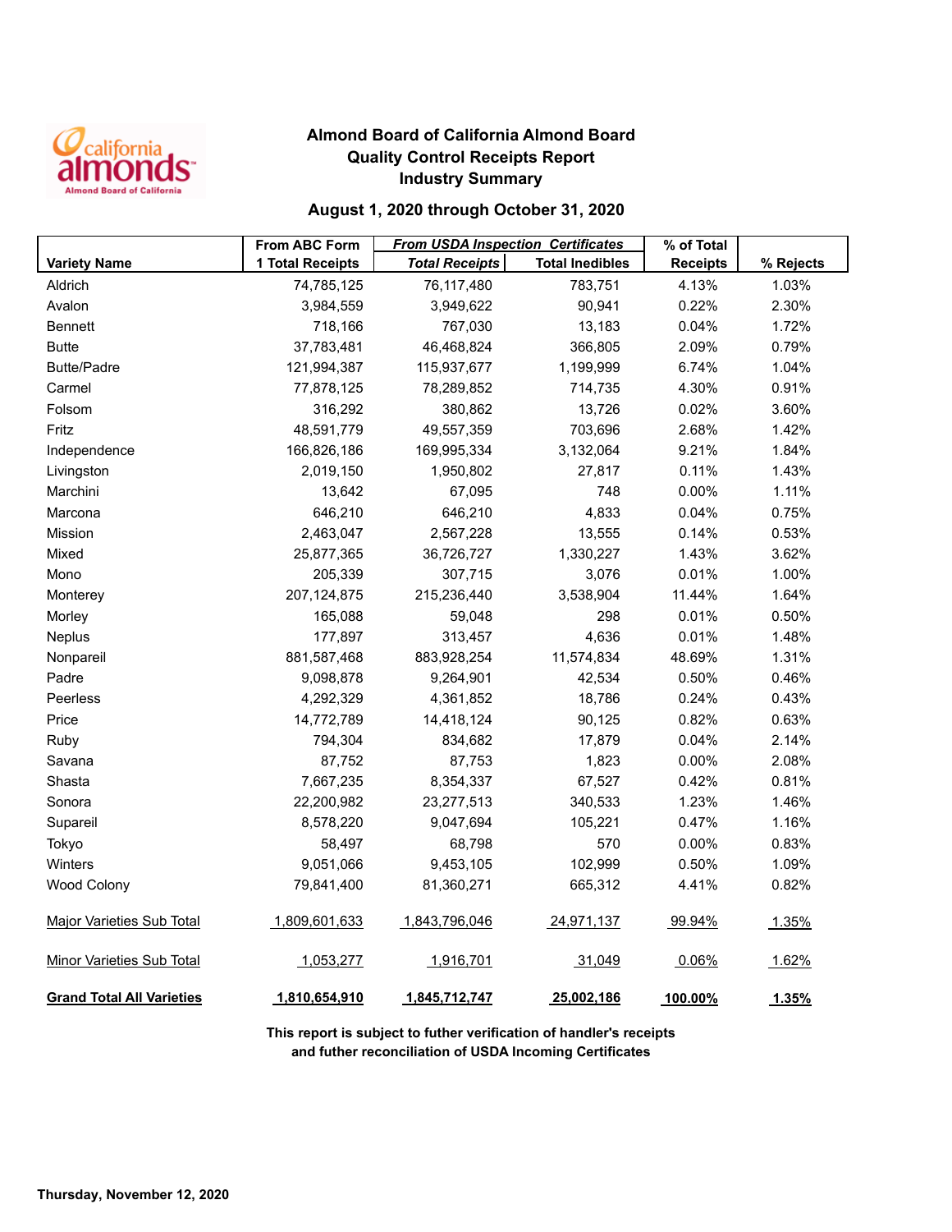# Almond Board of California Almond Board
## Quality Control Receipts Report
## Industry Summary

### August 1, 2020 through October 31, 2020

| Variety Name | From ABC Form 1 Total Receipts | *From USDA Inspection Certificates* | | % of Total Receipts | % Rejects |
|---|---|---|---|---|---|
| | | *Total Receipts* | Total Inedibles | | |
| Aldrich | 74,785,125 | 76,117,480 | 783,751 | 4.13% | 1.03% |
| Avalon | 3,984,559 | 3,949,622 | 90,941 | 0.22% | 2.30% |
| Bennett | 718,166 | 767,030 | 13,183 | 0.04% | 1.72% |
| Butte | 37,783,481 | 46,468,824 | 366,805 | 2.09% | 0.79% |
| Butte/Padre | 121,994,387 | 115,937,677 | 1,199,999 | 6.74% | 1.04% |
| Carmel | 77,878,125 | 78,289,852 | 714,735 | 4.30% | 0.91% |
| Folsom | 316,292 | 380,862 | 13,726 | 0.02% | 3.60% |
| Fritz | 48,591,779 | 49,557,359 | 703,696 | 2.68% | 1.42% |
| Independence | 166,826,186 | 169,995,334 | 3,132,064 | 9.21% | 1.84% |
| Livingston | 2,019,150 | 1,950,802 | 27,817 | 0.11% | 1.43% |
| Marchini | 13,642 | 67,095 | 748 | 0.00% | 1.11% |
| Marcona | 646,210 | 646,210 | 4,833 | 0.04% | 0.75% |
| Mission | 2,463,047 | 2,567,228 | 13,555 | 0.14% | 0.53% |
| Mixed | 25,877,365 | 36,726,727 | 1,330,227 | 1.43% | 3.62% |
| Mono | 205,339 | 307,715 | 3,076 | 0.01% | 1.00% |
| Monterey | 207,124,875 | 215,236,440 | 3,538,904 | 11.44% | 1.64% |
| Morley | 165,088 | 59,048 | 298 | 0.01% | 0.50% |
| Neplus | 177,897 | 313,457 | 4,636 | 0.01% | 1.48% |
| Nonpareil | 881,587,468 | 883,928,254 | 11,574,834 | 48.69% | 1.31% |
| Padre | 9,098,878 | 9,264,901 | 42,534 | 0.50% | 0.46% |
| Peerless | 4,292,329 | 4,361,852 | 18,786 | 0.24% | 0.43% |
| Price | 14,772,789 | 14,418,124 | 90,125 | 0.82% | 0.63% |
| Ruby | 794,304 | 834,682 | 17,879 | 0.04% | 2.14% |
| Savana | 87,752 | 87,753 | 1,823 | 0.00% | 2.08% |
| Shasta | 7,667,235 | 8,354,337 | 67,527 | 0.42% | 0.81% |
| Sonora | 22,200,982 | 23,277,513 | 340,533 | 1.23% | 1.46% |
| Supareil | 8,578,220 | 9,047,694 | 105,221 | 0.47% | 1.16% |
| Tokyo | 58,497 | 68,798 | 570 | 0.00% | 0.83% |
| Winters | 9,051,066 | 9,453,105 | 102,999 | 0.50% | 1.09% |
| Wood Colony | 79,841,400 | 81,360,271 | 665,312 | 4.41% | 0.82% |
| Major Varieties Sub Total | 1,809,601,633 | 1,843,796,046 | 24,971,137 | 99.94% | 1.35% |
| Minor Varieties Sub Total | 1,053,277 | 1,916,701 | 31,049 | 0.06% | 1.62% |
| **Grand Total All Varieties** | **1,810,654,910** | **1,845,712,747** | **25,002,186** | **100.00%** | **1.35%** |

**This report is subject to futher verification of handler's receipts and futher reconciliation of USDA Incoming Certificates**

**Thursday, November 12, 2020**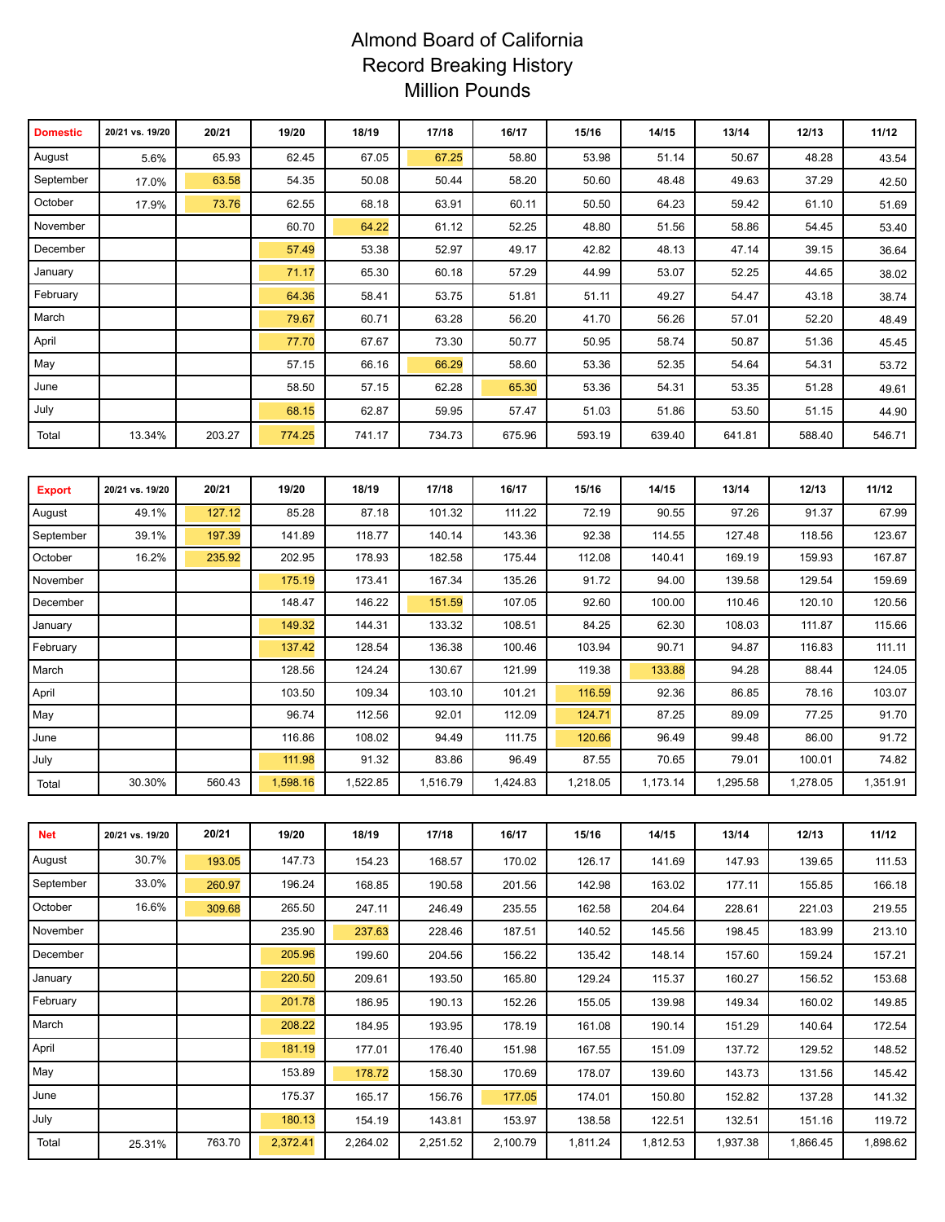# Almond Board of California
## Record Breaking History
## Million Pounds

| Domestic | 20/21 vs. 19/20 | 20/21 | 19/20 | 18/19 | 17/18 | 16/17 | 15/16 | 14/15 | 13/14 | 12/13 | 11/12 |
|---|---|---|---|---|---|---|---|---|---|---|---|
| August | 5.6% | 65.93 | 62.45 | 67.05 | 67.25 | 58.80 | 53.98 | 51.14 | 50.67 | 48.28 | 43.54 |
| September | 17.0% | 63.58 | 54.35 | 50.08 | 50.44 | 58.20 | 50.60 | 48.48 | 49.63 | 37.29 | 42.50 |
| October | 17.9% | 73.76 | 62.55 | 68.18 | 63.91 | 60.11 | 50.50 | 64.23 | 59.42 | 61.10 | 51.69 |
| November | | | 60.70 | 64.22 | 61.12 | 52.25 | 48.80 | 51.56 | 58.86 | 54.45 | 53.40 |
| December | | | 57.49 | 53.38 | 52.97 | 49.17 | 42.82 | 48.13 | 47.14 | 39.15 | 36.64 |
| January | | | 71.17 | 65.30 | 60.18 | 57.29 | 44.99 | 53.07 | 52.25 | 44.65 | 38.02 |
| February | | | 64.36 | 58.41 | 53.75 | 51.81 | 51.11 | 49.27 | 54.47 | 43.18 | 38.74 |
| March | | | 79.67 | 60.71 | 63.28 | 56.20 | 41.70 | 56.26 | 57.01 | 52.20 | 48.49 |
| April | | | 77.70 | 67.67 | 73.30 | 50.77 | 50.95 | 58.74 | 50.87 | 51.36 | 45.45 |
| May | | | 57.15 | 66.16 | 66.29 | 58.60 | 53.36 | 52.35 | 54.64 | 54.31 | 53.72 |
| June | | | 58.50 | 57.15 | 62.28 | 65.30 | 53.36 | 54.31 | 53.35 | 51.28 | 49.61 |
| July | | | 68.15 | 62.87 | 59.95 | 57.47 | 51.03 | 51.86 | 53.50 | 51.15 | 44.90 |
| Total | 13.34% | 203.27 | 774.25 | 741.17 | 734.73 | 675.96 | 593.19 | 639.40 | 641.81 | 588.40 | 546.71 |

| Export | 20/21 vs. 19/20 | 20/21 | 19/20 | 18/19 | 17/18 | 16/17 | 15/16 | 14/15 | 13/14 | 12/13 | 11/12 |
|---|---|---|---|---|---|---|---|---|---|---|---|
| August | 49.1% | 127.12 | 85.28 | 87.18 | 101.32 | 111.22 | 72.19 | 90.55 | 97.26 | 91.37 | 67.99 |
| September | 39.1% | 197.39 | 141.89 | 118.77 | 140.14 | 143.36 | 92.38 | 114.55 | 127.48 | 118.56 | 123.67 |
| October | 16.2% | 235.92 | 202.95 | 178.93 | 182.58 | 175.44 | 112.08 | 140.41 | 169.19 | 159.93 | 167.87 |
| November | | | 175.19 | 173.41 | 167.34 | 135.26 | 91.72 | 94.00 | 139.58 | 129.54 | 159.69 |
| December | | | 148.47 | 146.22 | 151.59 | 107.05 | 92.60 | 100.00 | 110.46 | 120.10 | 120.56 |
| January | | | 149.32 | 144.31 | 133.32 | 108.51 | 84.25 | 62.30 | 108.03 | 111.87 | 115.66 |
| February | | | 137.42 | 128.54 | 136.38 | 100.46 | 103.94 | 90.71 | 94.87 | 116.83 | 111.11 |
| March | | | 128.56 | 124.24 | 130.67 | 121.99 | 119.38 | 133.88 | 94.28 | 88.44 | 124.05 |
| April | | | 103.50 | 109.34 | 103.10 | 101.21 | 116.59 | 92.36 | 86.85 | 78.16 | 103.07 |
| May | | | 96.74 | 112.56 | 92.01 | 112.09 | 124.71 | 87.25 | 89.09 | 77.25 | 91.70 |
| June | | | 116.86 | 108.02 | 94.49 | 111.75 | 120.66 | 96.49 | 99.48 | 86.00 | 91.72 |
| July | | | 111.98 | 91.32 | 83.86 | 96.49 | 87.55 | 70.65 | 79.01 | 100.01 | 74.82 |
| Total | 30.30% | 560.43 | 1,598.16 | 1,522.85 | 1,516.79 | 1,424.83 | 1,218.05 | 1,173.14 | 1,295.58 | 1,278.05 | 1,351.91 |

| Net | 20/21 vs. 19/20 | 20/21 | 19/20 | 18/19 | 17/18 | 16/17 | 15/16 | 14/15 | 13/14 | 12/13 | 11/12 |
|---|---|---|---|---|---|---|---|---|---|---|---|
| August | 30.7% | 193.05 | 147.73 | 154.23 | 168.57 | 170.02 | 126.17 | 141.69 | 147.93 | 139.65 | 111.53 |
| September | 33.0% | 260.97 | 196.24 | 168.85 | 190.58 | 201.56 | 142.98 | 163.02 | 177.11 | 155.85 | 166.18 |
| October | 16.6% | 309.68 | 265.50 | 247.11 | 246.49 | 235.55 | 162.58 | 204.64 | 228.61 | 221.03 | 219.55 |
| November | | | 235.90 | 237.63 | 228.46 | 187.51 | 140.52 | 145.56 | 198.45 | 183.99 | 213.10 |
| December | | | 205.96 | 199.60 | 204.56 | 156.22 | 135.42 | 148.14 | 157.60 | 159.24 | 157.21 |
| January | | | 220.50 | 209.61 | 193.50 | 165.80 | 129.24 | 115.37 | 160.27 | 156.52 | 153.68 |
| February | | | 201.78 | 186.95 | 190.13 | 152.26 | 155.05 | 139.98 | 149.34 | 160.02 | 149.85 |
| March | | | 208.22 | 184.95 | 193.95 | 178.19 | 161.08 | 190.14 | 151.29 | 140.64 | 172.54 |
| April | | | 181.19 | 177.01 | 176.40 | 151.98 | 167.55 | 151.09 | 137.72 | 129.52 | 148.52 |
| May | | | 153.89 | 178.72 | 158.30 | 170.69 | 178.07 | 139.60 | 143.73 | 131.56 | 145.42 |
| June | | | 175.37 | 165.17 | 156.76 | 177.05 | 174.01 | 150.80 | 152.82 | 137.28 | 141.32 |
| July | | | 180.13 | 154.19 | 143.81 | 153.97 | 138.58 | 122.51 | 132.51 | 151.16 | 119.72 |
| Total | 25.31% | 763.70 | 2,372.41 | 2,264.02 | 2,251.52 | 2,100.79 | 1,811.24 | 1,812.53 | 1,937.38 | 1,866.45 | 1,898.62 |